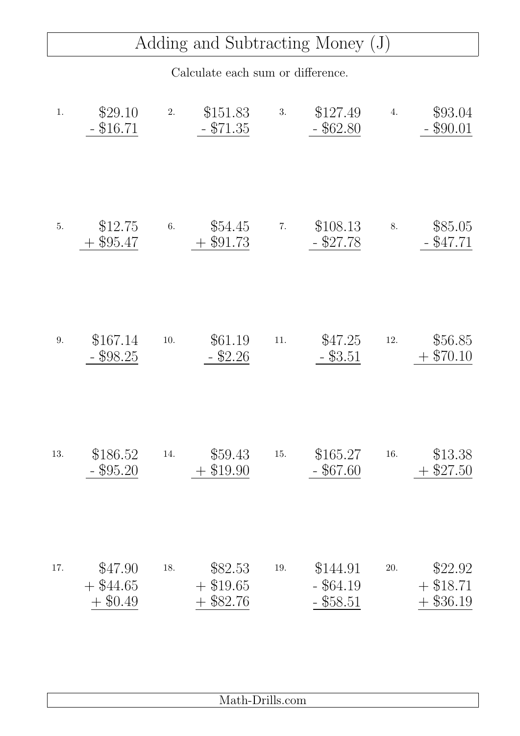# Adding and Subtracting Money (J)

Calculate each sum or difference.

1.
```
  $29.10
- $16.71
```

2.
```
  $151.83
-  $71.35
```

3.
```
  $127.49
-  $62.80
```

4.
```
  $93.04
- $90.01
```

5.
```
  $12.75
+ $95.47
```

6.
```
  $54.45
+ $91.73
```

7.
```
  $108.13
-  $27.78
```

8.
```
  $85.05
- $47.71
```

9.
```
  $167.14
-  $98.25
```

10.
```
  $61.19
-  $2.26
```

11.
```
  $47.25
-  $3.51
```

12.
```
  $56.85
+ $70.10
```

13.
```
  $186.52
-  $95.20
```

14.
```
  $59.43
+ $19.90
```

15.
```
  $165.27
-  $67.60
```

16.
```
  $13.38
+ $27.50
```

17.
```
  $47.90
+ $44.65
+  $0.49
```

18.
```
  $82.53
+ $19.65
+ $82.76
```

19.
```
  $144.91
-  $64.19
-  $58.51
```

20.
```
  $22.92
+ $18.71
+ $36.19
```

Math-Drills.com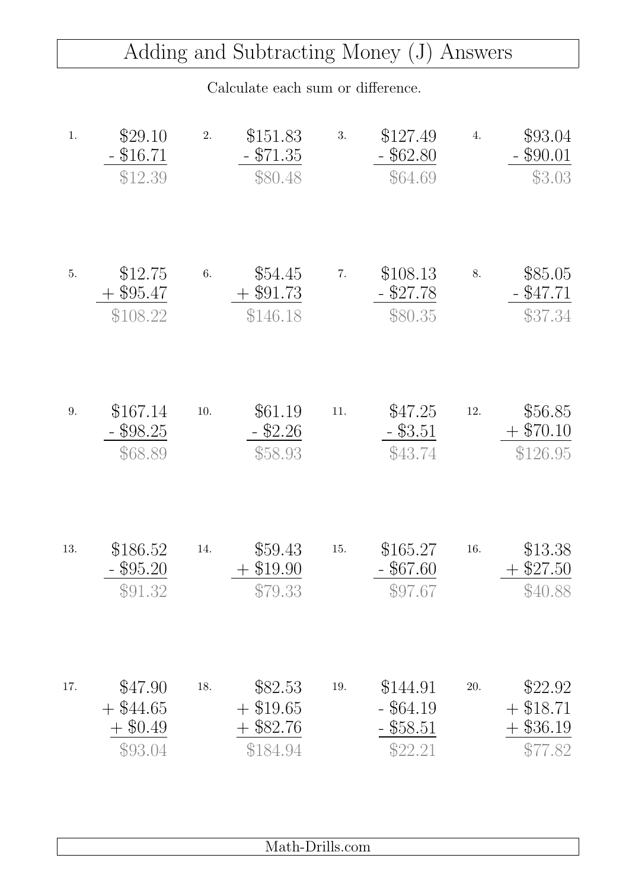# Adding and Subtracting Money (J) Answers

Calculate each sum or difference.

1. $29.10 - $16.71 = $12.39

2. $151.83 - $71.35 = $80.48

3. $127.49 - $62.80 = $64.69

4. $93.04 - $90.01 = $3.03

5. $12.75 + $95.47 = $108.22

6. $54.45 + $91.73 = $146.18

7. $108.13 - $27.78 = $80.35

8. $85.05 - $47.71 = $37.34

9. $167.14 - $98.25 = $68.89

10. $61.19 - $2.26 = $58.93

11. $47.25 - $3.51 = $43.74

12. $56.85 + $70.10 = $126.95

13. $186.52 - $95.20 = $91.32

14. $59.43 + $19.90 = $79.33

15. $165.27 - $67.60 = $97.67

16. $13.38 + $27.50 = $40.88

17. $47.90 + $44.65 + $0.49 = $93.04

18. $82.53 + $19.65 + $82.76 = $184.94

19. $144.91 - $64.19 - $58.51 = $22.21

20. $22.92 + $18.71 + $36.19 = $77.82

Math-Drills.com